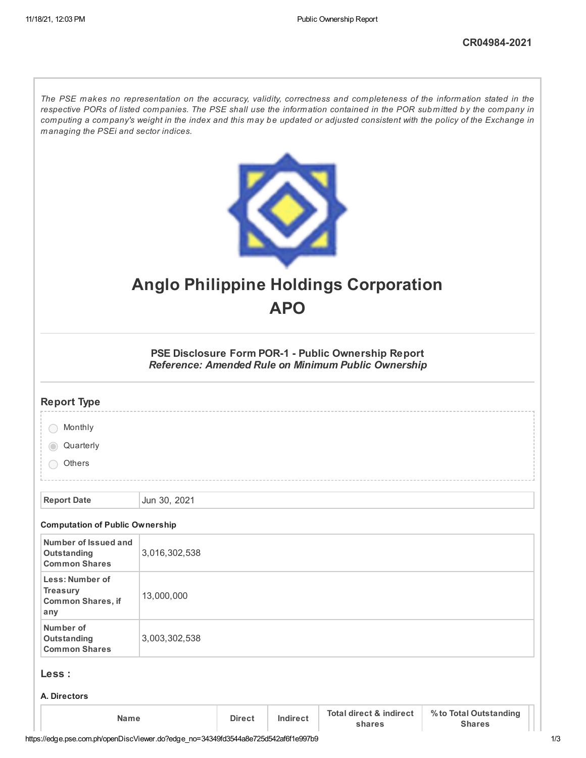CR04984-2021

*The PSE makes no representation on the accuracy, validity, correctness and completeness of the information stated in the respective PORs of listed companies. The PSE shall use the information contained in the POR submitted by the company in computing a company's weight in the index and this may be updated or adjusted consistent with the policy of the Exchange in managing the PSEi and sector indices.*

# Anglo Philippine Holdings Corporation
# APO

### PSE Disclosure Form POR-1 - Public Ownership Report
***Reference: Amended Rule on Minimum Public Ownership***

## Report Type

- ○ Monthly
- ◉ Quarterly
- ○ Others

| | |
|---|---|
| **Report Date** | Jun 30, 2021 |

**Computation of Public Ownership**

| | |
|---|---|
| **Number of Issued and Outstanding Common Shares** | 3,016,302,538 |
| **Less: Number of Treasury Common Shares, if any** | 13,000,000 |
| **Number of Outstanding Common Shares** | 3,003,302,538 |

## Less :

**A. Directors**

| Name | Direct | Indirect | Total direct & indirect shares | % to Total Outstanding Shares |
|---|---|---|---|---|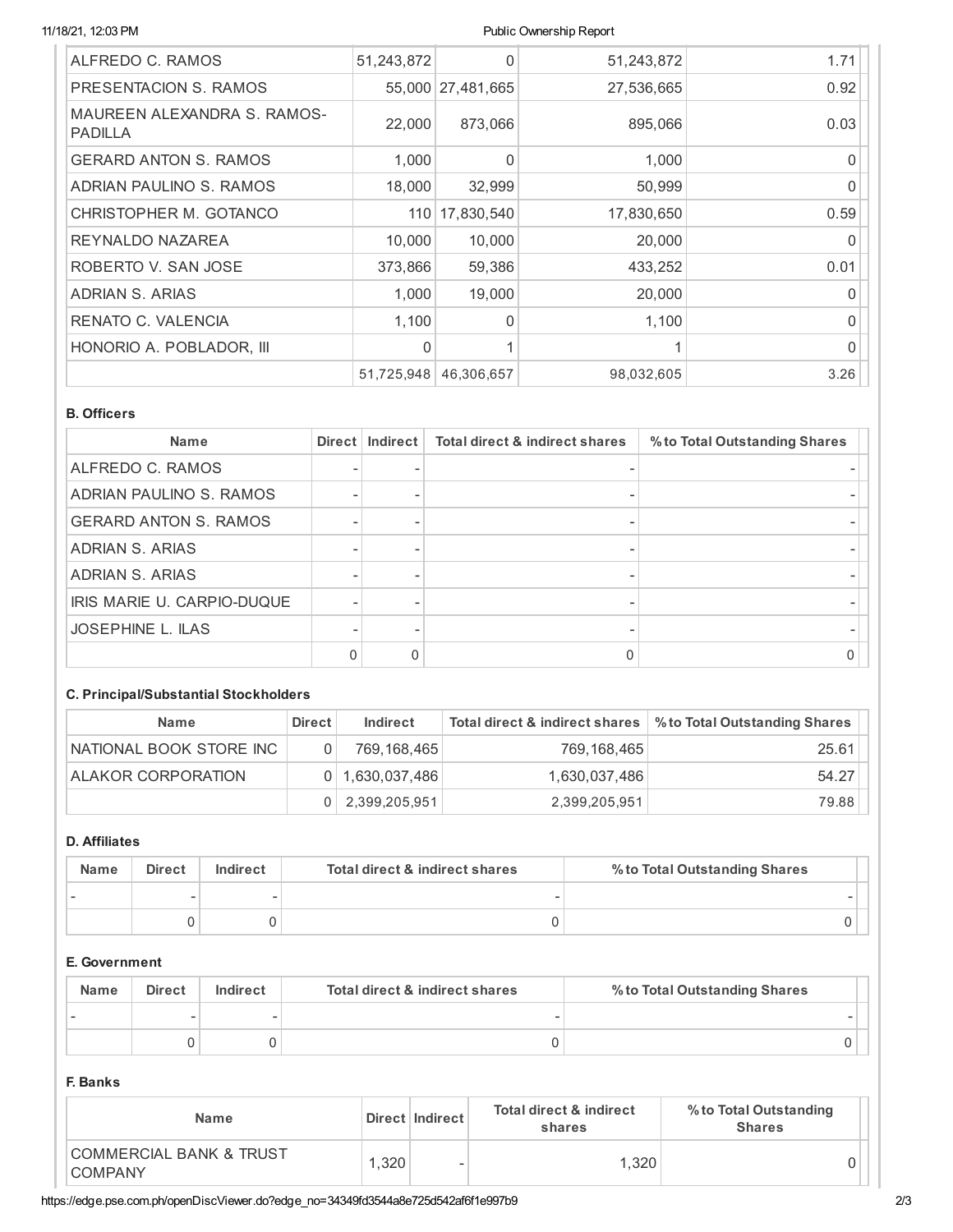| | | | | |
|---|---|---|---|---|
| ALFREDO C. RAMOS | 51,243,872 | 0 | 51,243,872 | 1.71 |
| PRESENTACION S. RAMOS | 55,000 | 27,481,665 | 27,536,665 | 0.92 |
| MAUREEN ALEXANDRA S. RAMOS-PADILLA | 22,000 | 873,066 | 895,066 | 0.03 |
| GERARD ANTON S. RAMOS | 1,000 | 0 | 1,000 | 0 |
| ADRIAN PAULINO S. RAMOS | 18,000 | 32,999 | 50,999 | 0 |
| CHRISTOPHER M. GOTANCO | 110 | 17,830,540 | 17,830,650 | 0.59 |
| REYNALDO NAZAREA | 10,000 | 10,000 | 20,000 | 0 |
| ROBERTO V. SAN JOSE | 373,866 | 59,386 | 433,252 | 0.01 |
| ADRIAN S. ARIAS | 1,000 | 19,000 | 20,000 | 0 |
| RENATO C. VALENCIA | 1,100 | 0 | 1,100 | 0 |
| HONORIO A. POBLADOR, III | 0 | 1 | 1 | 0 |
| | 51,725,948 | 46,306,657 | 98,032,605 | 3.26 |

**B. Officers**

| Name | Direct | Indirect | Total direct & indirect shares | % to Total Outstanding Shares |
|---|---|---|---|---|
| ALFREDO C. RAMOS | - | - | - | - |
| ADRIAN PAULINO S. RAMOS | - | - | - | - |
| GERARD ANTON S. RAMOS | - | - | - | - |
| ADRIAN S. ARIAS | - | - | - | - |
| ADRIAN S. ARIAS | - | - | - | - |
| IRIS MARIE U. CARPIO-DUQUE | - | - | - | - |
| JOSEPHINE L. ILAS | - | - | - | - |
| | 0 | 0 | 0 | 0 |

**C. Principal/Substantial Stockholders**

| Name | Direct | Indirect | Total direct & indirect shares | % to Total Outstanding Shares |
|---|---|---|---|---|
| NATIONAL BOOK STORE INC | 0 | 769,168,465 | 769,168,465 | 25.61 |
| ALAKOR CORPORATION | 0 | 1,630,037,486 | 1,630,037,486 | 54.27 |
| | 0 | 2,399,205,951 | 2,399,205,951 | 79.88 |

**D. Affiliates**

| Name | Direct | Indirect | Total direct & indirect shares | % to Total Outstanding Shares |
|---|---|---|---|---|
| - | - | - | - | - |
| | 0 | 0 | 0 | 0 |

**E. Government**

| Name | Direct | Indirect | Total direct & indirect shares | % to Total Outstanding Shares |
|---|---|---|---|---|
| - | - | - | - | - |
| | 0 | 0 | 0 | 0 |

**F. Banks**

| Name | Direct | Indirect | Total direct & indirect shares | % to Total Outstanding Shares |
|---|---|---|---|---|
| COMMERCIAL BANK & TRUST COMPANY | 1,320 | - | 1,320 | 0 |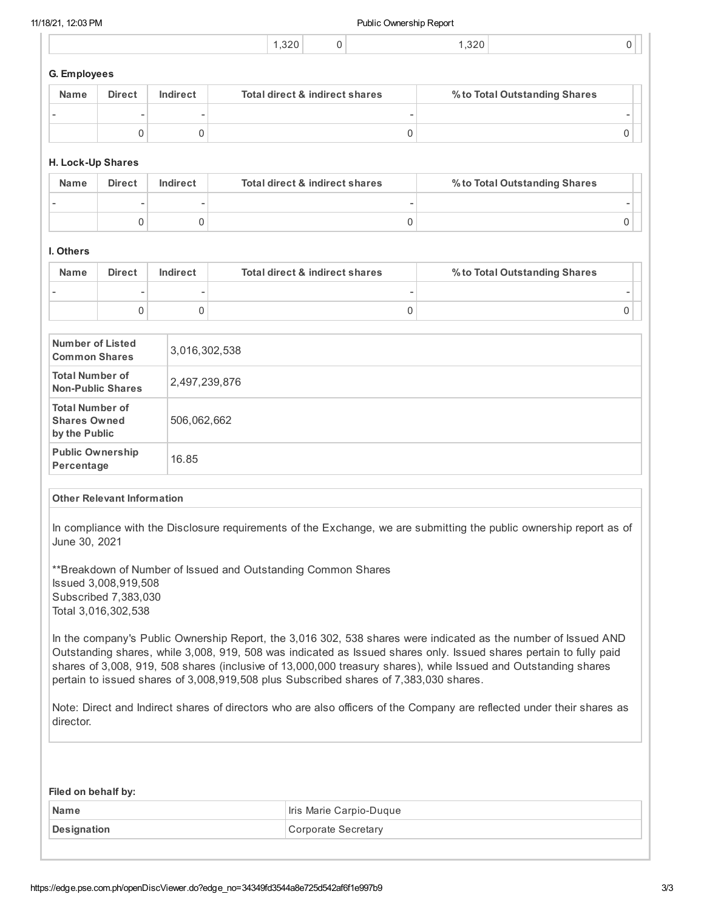| | | | | |
|---|---|---|---|---|
| | 1,320 | 0 | 1,320 | 0 |

### G. Employees

| Name | Direct | Indirect | Total direct & indirect shares | % to Total Outstanding Shares |
|---|---|---|---|---|
| - | - | - | - | - |
| | 0 | 0 | 0 | 0 |

### H. Lock-Up Shares

| Name | Direct | Indirect | Total direct & indirect shares | % to Total Outstanding Shares |
|---|---|---|---|---|
| - | - | - | - | - |
| | 0 | 0 | 0 | 0 |

### I. Others

| Name | Direct | Indirect | Total direct & indirect shares | % to Total Outstanding Shares |
|---|---|---|---|---|
| - | - | - | - | - |
| | 0 | 0 | 0 | 0 |

| | |
|---|---|
| **Number of Listed Common Shares** | 3,016,302,538 |
| **Total Number of Non-Public Shares** | 2,497,239,876 |
| **Total Number of Shares Owned by the Public** | 506,062,662 |
| **Public Ownership Percentage** | 16.85 |

**Other Relevant Information**

In compliance with the Disclosure requirements of the Exchange, we are submitting the public ownership report as of June 30, 2021

**Breakdown of Number of Issued and Outstanding Common Shares
Issued 3,008,919,508
Subscribed 7,383,030
Total 3,016,302,538

In the company's Public Ownership Report, the 3,016 302, 538 shares were indicated as the number of Issued AND Outstanding shares, while 3,008, 919, 508 was indicated as Issued shares only. Issued shares pertain to fully paid shares of 3,008, 919, 508 shares (inclusive of 13,000,000 treasury shares), while Issued and Outstanding shares pertain to issued shares of 3,008,919,508 plus Subscribed shares of 7,383,030 shares.

Note: Direct and Indirect shares of directors who are also officers of the Company are reflected under their shares as director.

**Filed on behalf by:**

| | |
|---|---|
| **Name** | Iris Marie Carpio-Duque |
| **Designation** | Corporate Secretary |